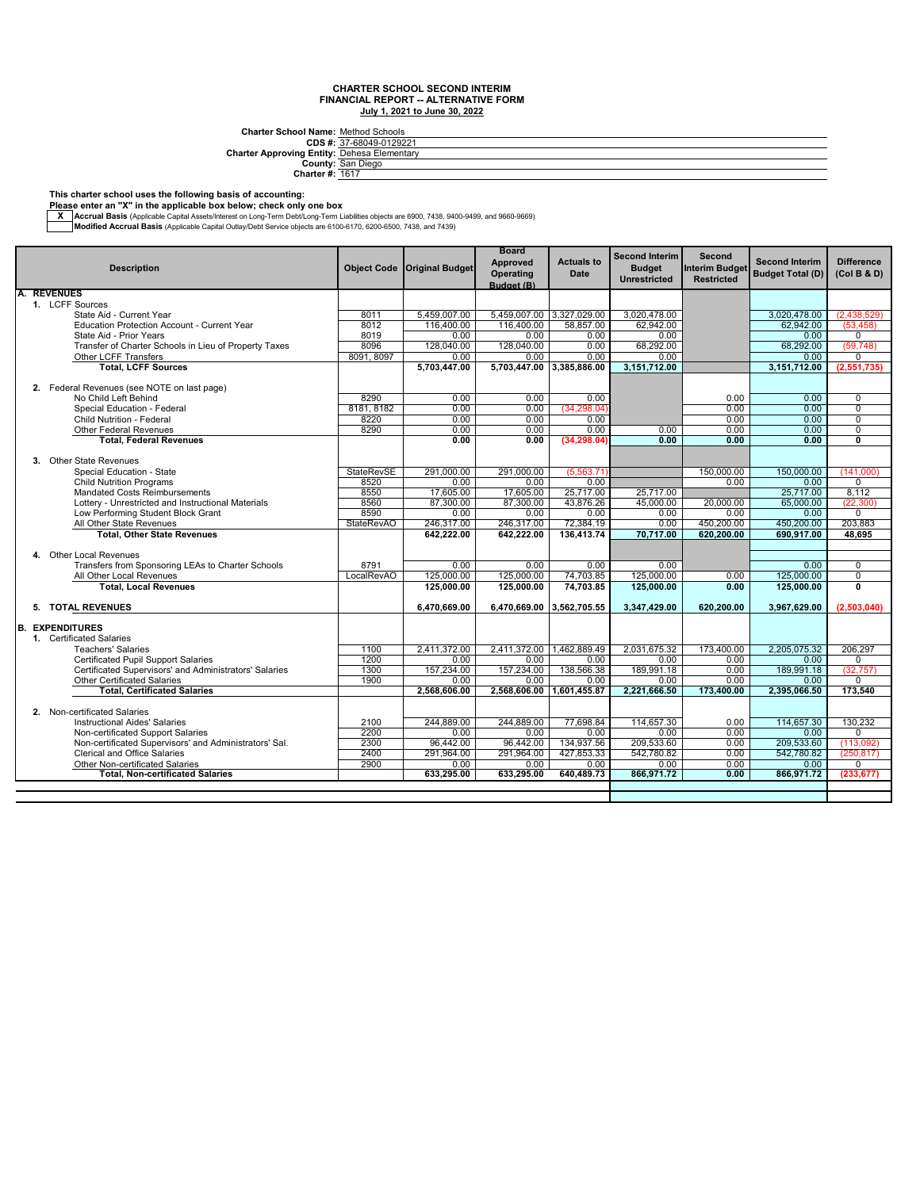**CHARTER SCHOOL SECOND INTERIM**
**FINANCIAL REPORT -- ALTERNATIVE FORM**
**July 1, 2021 to June 30, 2022**

**Charter School Name:** Method Schools
**CDS #:** 37-68049-0129221
**Charter Approving Entity:** Dehesa Elementary
**County:** San Diego
**Charter #:** 1617

**This charter school uses the following basis of accounting:**
**Please enter an "X" in the applicable box below; check only one box**

| | |
|---|---|
| X | **Accrual Basis** (Applicable Capital Assets/Interest on Long-Term Debt/Long-Term Liabilities objects are 6900, 7438, 9400-9499, and 9660-9669) |
| | **Modified Accrual Basis** (Applicable Capital Outlay/Debt Service objects are 6100-6170, 6200-6500, 7438, and 7439) |

| Description | Object Code | Original Budget | Board Approved Operating Budget (B) | Actuals to Date | Second Interim Budget Unrestricted | Second Interim Budget Restricted | Second Interim Budget Total (D) | Difference (Col B & D) |
|---|---|---|---|---|---|---|---|---|
| **A. REVENUES** | | | | | | | | |
| 1. LCFF Sources | | | | | | | | |
| State Aid - Current Year | 8011 | 5,459,007.00 | 5,459,007.00 | 3,327,029.00 | 3,020,478.00 | | 3,020,478.00 | (2,438,529) |
| Education Protection Account - Current Year | 8012 | 116,400.00 | 116,400.00 | 58,857.00 | 62,942.00 | | 62,942.00 | (53,458) |
| State Aid - Prior Years | 8019 | 0.00 | 0.00 | 0.00 | 0.00 | | 0.00 | 0 |
| Transfer of Charter Schools in Lieu of Property Taxes | 8096 | 128,040.00 | 128,040.00 | 0.00 | 68,292.00 | | 68,292.00 | (59,748) |
| Other LCFF Transfers | 8091, 8097 | 0.00 | 0.00 | 0.00 | 0.00 | | 0.00 | 0 |
| **Total, LCFF Sources** | | **5,703,447.00** | **5,703,447.00** | **3,385,886.00** | **3,151,712.00** | | **3,151,712.00** | **(2,551,735)** |
| 2. Federal Revenues (see NOTE on last page) | | | | | | | | |
| No Child Left Behind | 8290 | 0.00 | 0.00 | 0.00 | | 0.00 | 0.00 | 0 |
| Special Education - Federal | 8181, 8182 | 0.00 | 0.00 | (34,298.04) | | 0.00 | 0.00 | 0 |
| Child Nutrition - Federal | 8220 | 0.00 | 0.00 | 0.00 | | 0.00 | 0.00 | 0 |
| Other Federal Revenues | 8290 | 0.00 | 0.00 | 0.00 | 0.00 | 0.00 | 0.00 | 0 |
| **Total, Federal Revenues** | | **0.00** | **0.00** | **(34,298.04)** | **0.00** | **0.00** | **0.00** | **0** |
| 3. Other State Revenues | | | | | | | | |
| Special Education - State | StateRevSE | 291,000.00 | 291,000.00 | (5,563.71) | | 150,000.00 | 150,000.00 | (141,000) |
| Child Nutrition Programs | 8520 | 0.00 | 0.00 | 0.00 | | 0.00 | 0.00 | 0 |
| Mandated Costs Reimbursements | 8550 | 17,605.00 | 17,605.00 | 25,717.00 | 25,717.00 | | 25,717.00 | 8,112 |
| Lottery - Unrestricted and Instructional Materials | 8560 | 87,300.00 | 87,300.00 | 43,876.26 | 45,000.00 | 20,000.00 | 65,000.00 | (22,300) |
| Low Performing Student Block Grant | 8590 | 0.00 | 0.00 | 0.00 | 0.00 | 0.00 | 0.00 | 0 |
| All Other State Revenues | StateRevAO | 246,317.00 | 246,317.00 | 72,384.19 | 0.00 | 450,200.00 | 450,200.00 | 203,883 |
| **Total, Other State Revenues** | | **642,222.00** | **642,222.00** | **136,413.74** | **70,717.00** | **620,200.00** | **690,917.00** | **48,695** |
| 4. Other Local Revenues | | | | | | | | |
| Transfers from Sponsoring LEAs to Charter Schools | 8791 | 0.00 | 0.00 | 0.00 | 0.00 | | 0.00 | 0 |
| All Other Local Revenues | LocalRevAO | 125,000.00 | 125,000.00 | 74,703.85 | 125,000.00 | 0.00 | 125,000.00 | 0 |
| **Total, Local Revenues** | | **125,000.00** | **125,000.00** | **74,703.85** | **125,000.00** | **0.00** | **125,000.00** | **0** |
| **5. TOTAL REVENUES** | | **6,470,669.00** | **6,470,669.00** | **3,562,705.55** | **3,347,429.00** | **620,200.00** | **3,967,629.00** | **(2,503,040)** |
| **B. EXPENDITURES** | | | | | | | | |
| 1. Certificated Salaries | | | | | | | | |
| Teachers' Salaries | 1100 | 2,411,372.00 | 2,411,372.00 | 1,462,889.49 | 2,031,675.32 | 173,400.00 | 2,205,075.32 | 206,297 |
| Certificated Pupil Support Salaries | 1200 | 0.00 | 0.00 | 0.00 | 0.00 | 0.00 | 0.00 | 0 |
| Certificated Supervisors' and Administrators' Salaries | 1300 | 157,234.00 | 157,234.00 | 138,566.38 | 189,991.18 | 0.00 | 189,991.18 | (32,757) |
| Other Certificated Salaries | 1900 | 0.00 | 0.00 | 0.00 | 0.00 | 0.00 | 0.00 | 0 |
| **Total, Certificated Salaries** | | **2,568,606.00** | **2,568,606.00** | **1,601,455.87** | **2,221,666.50** | **173,400.00** | **2,395,066.50** | **173,540** |
| 2. Non-certificated Salaries | | | | | | | | |
| Instructional Aides' Salaries | 2100 | 244,889.00 | 244,889.00 | 77,698.84 | 114,657.30 | 0.00 | 114,657.30 | 130,232 |
| Non-certificated Support Salaries | 2200 | 0.00 | 0.00 | 0.00 | 0.00 | 0.00 | 0.00 | 0 |
| Non-certificated Supervisors' and Administrators' Sal. | 2300 | 96,442.00 | 96,442.00 | 134,937.56 | 209,533.60 | 0.00 | 209,533.60 | (113,092) |
| Clerical and Office Salaries | 2400 | 291,964.00 | 291,964.00 | 427,853.33 | 542,780.82 | 0.00 | 542,780.82 | (250,817) |
| Other Non-certificated Salaries | 2900 | 0.00 | 0.00 | 0.00 | 0.00 | 0.00 | 0.00 | 0 |
| **Total, Non-certificated Salaries** | | **633,295.00** | **633,295.00** | **640,489.73** | **866,971.72** | **0.00** | **866,971.72** | **(233,677)** |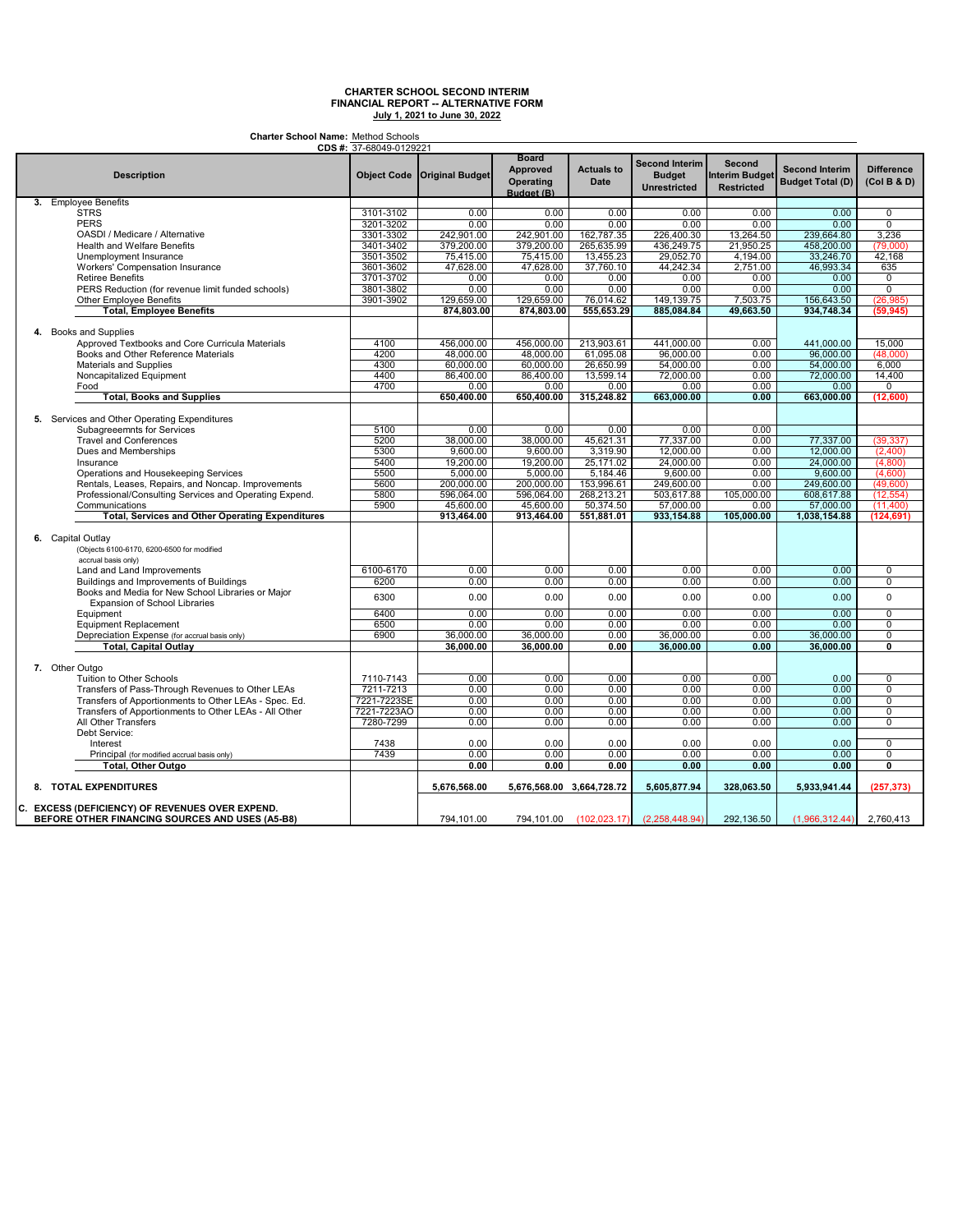**CHARTER SCHOOL SECOND INTERIM**
**FINANCIAL REPORT -- ALTERNATIVE FORM**
**July 1, 2021 to June 30, 2022**

**Charter School Name:** Method Schools
**CDS #:** 37-68049-0129221

| Description | Object Code | Original Budget | Board Approved Operating Budget (B) | Actuals to Date | Second Interim Budget Unrestricted | Second Interim Budget Restricted | Second Interim Budget Total (D) | Difference (Col B & D) |
|---|---|---|---|---|---|---|---|---|
| **3.** Employee Benefits | | | | | | | | |
| STRS | 3101-3102 | 0.00 | 0.00 | 0.00 | 0.00 | 0.00 | 0.00 | 0 |
| PERS | 3201-3202 | 0.00 | 0.00 | 0.00 | 0.00 | 0.00 | 0.00 | 0 |
| OASDI / Medicare / Alternative | 3301-3302 | 242,901.00 | 242,901.00 | 162,787.35 | 226,400.30 | 13,264.50 | 239,664.80 | 3,236 |
| Health and Welfare Benefits | 3401-3402 | 379,200.00 | 379,200.00 | 265,635.99 | 436,249.75 | 21,950.25 | 458,200.00 | (79,000) |
| Unemployment Insurance | 3501-3502 | 75,415.00 | 75,415.00 | 13,455.23 | 29,052.70 | 4,194.00 | 33,246.70 | 42,168 |
| Workers' Compensation Insurance | 3601-3602 | 47,628.00 | 47,628.00 | 37,760.10 | 44,242.34 | 2,751.00 | 46,993.34 | 635 |
| Retiree Benefits | 3701-3702 | 0.00 | 0.00 | 0.00 | 0.00 | 0.00 | 0.00 | 0 |
| PERS Reduction (for revenue limit funded schools) | 3801-3802 | 0.00 | 0.00 | 0.00 | 0.00 | 0.00 | 0.00 | 0 |
| Other Employee Benefits | 3901-3902 | 129,659.00 | 129,659.00 | 76,014.62 | 149,139.75 | 7,503.75 | 156,643.50 | (26,985) |
| **Total, Employee Benefits** | | **874,803.00** | **874,803.00** | **555,653.29** | **885,084.84** | **49,663.50** | **934,748.34** | **(59,945)** |
| **4.** Books and Supplies | | | | | | | | |
| Approved Textbooks and Core Curricula Materials | 4100 | 456,000.00 | 456,000.00 | 213,903.61 | 441,000.00 | 0.00 | 441,000.00 | 15,000 |
| Books and Other Reference Materials | 4200 | 48,000.00 | 48,000.00 | 61,095.08 | 96,000.00 | 0.00 | 96,000.00 | (48,000) |
| Materials and Supplies | 4300 | 60,000.00 | 60,000.00 | 26,650.99 | 54,000.00 | 0.00 | 54,000.00 | 6,000 |
| Noncapitalized Equipment | 4400 | 86,400.00 | 86,400.00 | 13,599.14 | 72,000.00 | 0.00 | 72,000.00 | 14,400 |
| Food | 4700 | 0.00 | 0.00 | 0.00 | 0.00 | 0.00 | 0.00 | 0 |
| **Total, Books and Supplies** | | **650,400.00** | **650,400.00** | **315,248.82** | **663,000.00** | **0.00** | **663,000.00** | **(12,600)** |
| **5.** Services and Other Operating Expenditures | | | | | | | | |
| Subagreeemnts for Services | 5100 | 0.00 | 0.00 | 0.00 | 0.00 | 0.00 | | |
| Travel and Conferences | 5200 | 38,000.00 | 38,000.00 | 45,621.31 | 77,337.00 | 0.00 | 77,337.00 | (39,337) |
| Dues and Memberships | 5300 | 9,600.00 | 9,600.00 | 3,319.90 | 12,000.00 | 0.00 | 12,000.00 | (2,400) |
| Insurance | 5400 | 19,200.00 | 19,200.00 | 25,171.02 | 24,000.00 | 0.00 | 24,000.00 | (4,800) |
| Operations and Housekeeping Services | 5500 | 5,000.00 | 5,000.00 | 5,184.46 | 9,600.00 | 0.00 | 9,600.00 | (4,600) |
| Rentals, Leases, Repairs, and Noncap. Improvements | 5600 | 200,000.00 | 200,000.00 | 153,996.61 | 249,600.00 | 0.00 | 249,600.00 | (49,600) |
| Professional/Consulting Services and Operating Expend. | 5800 | 596,064.00 | 596,064.00 | 268,213.21 | 503,617.88 | 105,000.00 | 608,617.88 | (12,554) |
| Communications | 5900 | 45,600.00 | 45,600.00 | 50,374.50 | 57,000.00 | 0.00 | 57,000.00 | (11,400) |
| **Total, Services and Other Operating Expenditures** | | **913,464.00** | **913,464.00** | **551,881.01** | **933,154.88** | **105,000.00** | **1,038,154.88** | **(124,691)** |
| **6.** Capital Outlay (Objects 6100-6170, 6200-6500 for modified accrual basis only) | | | | | | | | |
| Land and Land Improvements | 6100-6170 | 0.00 | 0.00 | 0.00 | 0.00 | 0.00 | 0.00 | 0 |
| Buildings and Improvements of Buildings | 6200 | 0.00 | 0.00 | 0.00 | 0.00 | 0.00 | 0.00 | 0 |
| Books and Media for New School Libraries or Major Expansion of School Libraries | 6300 | 0.00 | 0.00 | 0.00 | 0.00 | 0.00 | 0.00 | 0 |
| Equipment | 6400 | 0.00 | 0.00 | 0.00 | 0.00 | 0.00 | 0.00 | 0 |
| Equipment Replacement | 6500 | 0.00 | 0.00 | 0.00 | 0.00 | 0.00 | 0.00 | 0 |
| Depreciation Expense (for accrual basis only) | 6900 | 36,000.00 | 36,000.00 | 0.00 | 36,000.00 | 0.00 | 36,000.00 | 0 |
| **Total, Capital Outlay** | | **36,000.00** | **36,000.00** | **0.00** | **36,000.00** | **0.00** | **36,000.00** | **0** |
| **7.** Other Outgo | | | | | | | | |
| Tuition to Other Schools | 7110-7143 | 0.00 | 0.00 | 0.00 | 0.00 | 0.00 | 0.00 | 0 |
| Transfers of Pass-Through Revenues to Other LEAs | 7211-7213 | 0.00 | 0.00 | 0.00 | 0.00 | 0.00 | 0.00 | 0 |
| Transfers of Apportionments to Other LEAs - Spec. Ed. | 7221-7223SE | 0.00 | 0.00 | 0.00 | 0.00 | 0.00 | 0.00 | 0 |
| Transfers of Apportionments to Other LEAs - All Other | 7221-7223AO | 0.00 | 0.00 | 0.00 | 0.00 | 0.00 | 0.00 | 0 |
| All Other Transfers | 7280-7299 | 0.00 | 0.00 | 0.00 | 0.00 | 0.00 | 0.00 | 0 |
| Debt Service: | | | | | | | | |
| Interest | 7438 | 0.00 | 0.00 | 0.00 | 0.00 | 0.00 | 0.00 | 0 |
| Principal (for modified accrual basis only) | 7439 | 0.00 | 0.00 | 0.00 | 0.00 | 0.00 | 0.00 | 0 |
| **Total, Other Outgo** | | **0.00** | **0.00** | **0.00** | **0.00** | **0.00** | **0.00** | **0** |
| **8. TOTAL EXPENDITURES** | | **5,676,568.00** | **5,676,568.00** | **3,664,728.72** | **5,605,877.94** | **328,063.50** | **5,933,941.44** | **(257,373)** |
| **C. EXCESS (DEFICIENCY) OF REVENUES OVER EXPEND. BEFORE OTHER FINANCING SOURCES AND USES (A5-B8)** | | 794,101.00 | 794,101.00 | (102,023.17) | (2,258,448.94) | 292,136.50 | (1,966,312.44) | 2,760,413 |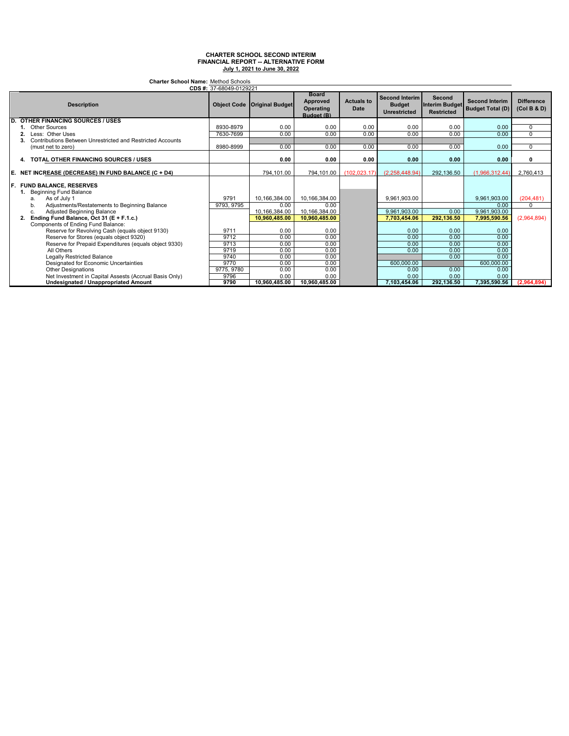**CHARTER SCHOOL SECOND INTERIM**
**FINANCIAL REPORT -- ALTERNATIVE FORM**
**July 1, 2021 to June 30, 2022**

**Charter School Name:** Method Schools
**CDS #:** 37-68049-0129221

| Description | Object Code | Original Budget | Board Approved Operating Budget (B) | Actuals to Date | Second Interim Budget Unrestricted | Second Interim Budget Restricted | Second Interim Budget Total (D) | Difference (Col B & D) |
|---|---|---|---|---|---|---|---|---|
| **D. OTHER FINANCING SOURCES / USES** | | | | | | | | |
| 1. Other Sources | 8930-8979 | 0.00 | 0.00 | 0.00 | 0.00 | 0.00 | 0.00 | 0 |
| 2. Less: Other Uses | 7630-7699 | 0.00 | 0.00 | 0.00 | 0.00 | 0.00 | 0.00 | 0 |
| 3. Contributions Between Unrestricted and Restricted Accounts (must net to zero) | 8980-8999 | 0.00 | 0.00 | 0.00 | 0.00 | 0.00 | 0.00 | 0 |
| **4. TOTAL OTHER FINANCING SOURCES / USES** | | **0.00** | **0.00** | **0.00** | **0.00** | **0.00** | **0.00** | **0** |
| **E. NET INCREASE (DECREASE) IN FUND BALANCE (C + D4)** | | 794,101.00 | 794,101.00 | (102,023.17) | (2,258,448.94) | 292,136.50 | (1,966,312.44) | 2,760,413 |
| **F. FUND BALANCE, RESERVES** | | | | | | | | |
| 1. Beginning Fund Balance | | | | | | | | |
| a. As of July 1 | 9791 | 10,166,384.00 | 10,166,384.00 | | 9,961,903.00 | | 9,961,903.00 | (204,481) |
| b. Adjustments/Restatements to Beginning Balance | 9793, 9795 | 0.00 | 0.00 | | | | 0.00 | 0 |
| c. Adjusted Beginning Balance | | 10,166,384.00 | 10,166,384.00 | | 9,961,903.00 | 0.00 | 9,961,903.00 | |
| **2. Ending Fund Balance, Oct 31 (E + F.1.c.)** | | **10,960,485.00** | **10,960,485.00** | | **7,703,454.06** | **292,136.50** | **7,995,590.56** | (2,964,894) |
| Components of Ending Fund Balance: | | | | | | | | |
| Reserve for Revolving Cash (equals object 9130) | 9711 | 0.00 | 0.00 | | 0.00 | 0.00 | 0.00 | |
| Reserve for Stores (equals object 9320) | 9712 | 0.00 | 0.00 | | 0.00 | 0.00 | 0.00 | |
| Reserve for Prepaid Expenditures (equals object 9330) | 9713 | 0.00 | 0.00 | | 0.00 | 0.00 | 0.00 | |
| All Others | 9719 | 0.00 | 0.00 | | 0.00 | 0.00 | 0.00 | |
| Legally Restricted Balance | 9740 | 0.00 | 0.00 | | | 0.00 | 0.00 | |
| Designated for Economic Uncertainties | 9770 | 0.00 | 0.00 | | 600,000.00 | | 600,000.00 | |
| Other Designations | 9775, 9780 | 0.00 | 0.00 | | 0.00 | 0.00 | 0.00 | |
| Net Investment in Capital Assests (Accrual Basis Only) | 9796 | 0.00 | 0.00 | | 0.00 | 0.00 | 0.00 | |
| **Undesignated / Unappropriated Amount** | **9790** | **10,960,485.00** | **10,960,485.00** | | **7,103,454.06** | **292,136.50** | **7,395,590.56** | **(2,964,894)** |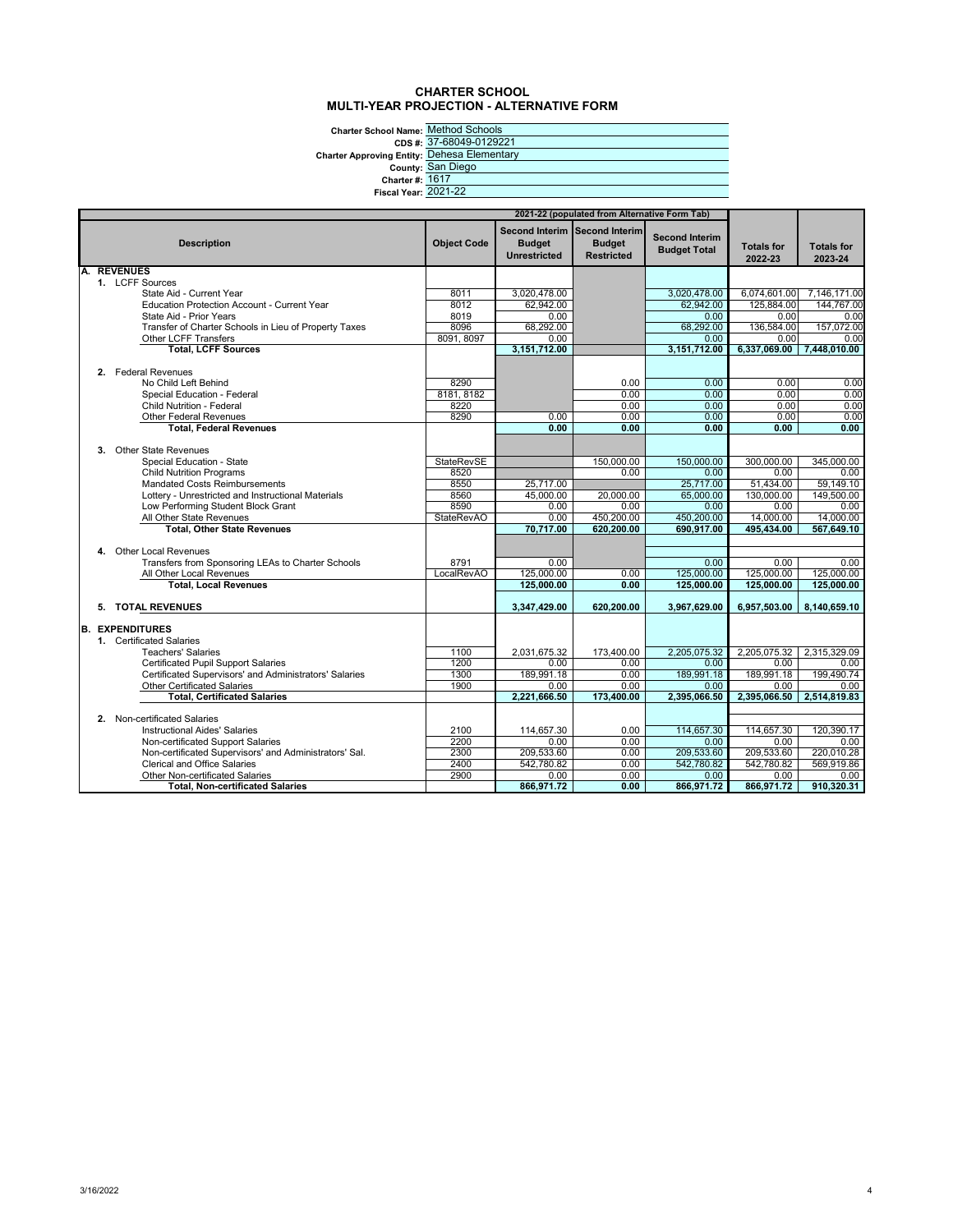# CHARTER SCHOOL
## MULTI-YEAR PROJECTION - ALTERNATIVE FORM

**Charter School Name:** Method Schools
**CDS #:** 37-68049-0129221
**Charter Approving Entity:** Dehesa Elementary
**County:** San Diego
**Charter #:** 1617
**Fiscal Year:** 2021-22

| Description | Object Code | 2021-22 (populated from Alternative Form Tab) | | | | |
|---|---|---|---|---|---|---|
| | | Second Interim Budget Unrestricted | Second Interim Budget Restricted | Second Interim Budget Total | Totals for 2022-23 | Totals for 2023-24 |
| **A. REVENUES** | | | | | | |
| 1. LCFF Sources | | | | | | |
| State Aid - Current Year | 8011 | 3,020,478.00 | | 3,020,478.00 | 6,074,601.00 | 7,146,171.00 |
| Education Protection Account - Current Year | 8012 | 62,942.00 | | 62,942.00 | 125,884.00 | 144,767.00 |
| State Aid - Prior Years | 8019 | 0.00 | | 0.00 | 0.00 | 0.00 |
| Transfer of Charter Schools in Lieu of Property Taxes | 8096 | 68,292.00 | | 68,292.00 | 136,584.00 | 157,072.00 |
| Other LCFF Transfers | 8091, 8097 | 0.00 | | 0.00 | 0.00 | 0.00 |
| **Total, LCFF Sources** | | **3,151,712.00** | | **3,151,712.00** | **6,337,069.00** | **7,448,010.00** |
| 2. Federal Revenues | | | | | | |
| No Child Left Behind | 8290 | | 0.00 | 0.00 | 0.00 | 0.00 |
| Special Education - Federal | 8181, 8182 | | 0.00 | 0.00 | 0.00 | 0.00 |
| Child Nutrition - Federal | 8220 | | 0.00 | 0.00 | 0.00 | 0.00 |
| Other Federal Revenues | 8290 | 0.00 | 0.00 | 0.00 | 0.00 | 0.00 |
| **Total, Federal Revenues** | | **0.00** | **0.00** | **0.00** | **0.00** | **0.00** |
| 3. Other State Revenues | | | | | | |
| Special Education - State | StateRevSE | | 150,000.00 | 150,000.00 | 300,000.00 | 345,000.00 |
| Child Nutrition Programs | 8520 | | 0.00 | 0.00 | 0.00 | 0.00 |
| Mandated Costs Reimbursements | 8550 | 25,717.00 | | 25,717.00 | 51,434.00 | 59,149.10 |
| Lottery - Unrestricted and Instructional Materials | 8560 | 45,000.00 | 20,000.00 | 65,000.00 | 130,000.00 | 149,500.00 |
| Low Performing Student Block Grant | 8590 | 0.00 | 0.00 | 0.00 | 0.00 | 0.00 |
| All Other State Revenues | StateRevAO | 0.00 | 450,200.00 | 450,200.00 | 14,000.00 | 14,000.00 |
| **Total, Other State Revenues** | | **70,717.00** | **620,200.00** | **690,917.00** | **495,434.00** | **567,649.10** |
| 4. Other Local Revenues | | | | | | |
| Transfers from Sponsoring LEAs to Charter Schools | 8791 | 0.00 | | 0.00 | 0.00 | 0.00 |
| All Other Local Revenues | LocalRevAO | 125,000.00 | 0.00 | 125,000.00 | 125,000.00 | 125,000.00 |
| **Total, Local Revenues** | | **125,000.00** | **0.00** | **125,000.00** | **125,000.00** | **125,000.00** |
| **5. TOTAL REVENUES** | | **3,347,429.00** | **620,200.00** | **3,967,629.00** | **6,957,503.00** | **8,140,659.10** |
| **B. EXPENDITURES** | | | | | | |
| 1. Certificated Salaries | | | | | | |
| Teachers' Salaries | 1100 | 2,031,675.32 | 173,400.00 | 2,205,075.32 | 2,205,075.32 | 2,315,329.09 |
| Certificated Pupil Support Salaries | 1200 | 0.00 | 0.00 | 0.00 | 0.00 | 0.00 |
| Certificated Supervisors' and Administrators' Salaries | 1300 | 189,991.18 | 0.00 | 189,991.18 | 189,991.18 | 199,490.74 |
| Other Certificated Salaries | 1900 | 0.00 | 0.00 | 0.00 | 0.00 | 0.00 |
| **Total, Certificated Salaries** | | **2,221,666.50** | **173,400.00** | **2,395,066.50** | **2,395,066.50** | **2,514,819.83** |
| 2. Non-certificated Salaries | | | | | | |
| Instructional Aides' Salaries | 2100 | 114,657.30 | 0.00 | 114,657.30 | 114,657.30 | 120,390.17 |
| Non-certificated Support Salaries | 2200 | 0.00 | 0.00 | 0.00 | 0.00 | 0.00 |
| Non-certificated Supervisors' and Administrators' Sal. | 2300 | 209,533.60 | 0.00 | 209,533.60 | 209,533.60 | 220,010.28 |
| Clerical and Office Salaries | 2400 | 542,780.82 | 0.00 | 542,780.82 | 542,780.82 | 569,919.86 |
| Other Non-certificated Salaries | 2900 | 0.00 | 0.00 | 0.00 | 0.00 | 0.00 |
| **Total, Non-certificated Salaries** | | **866,971.72** | **0.00** | **866,971.72** | **866,971.72** | **910,320.31** |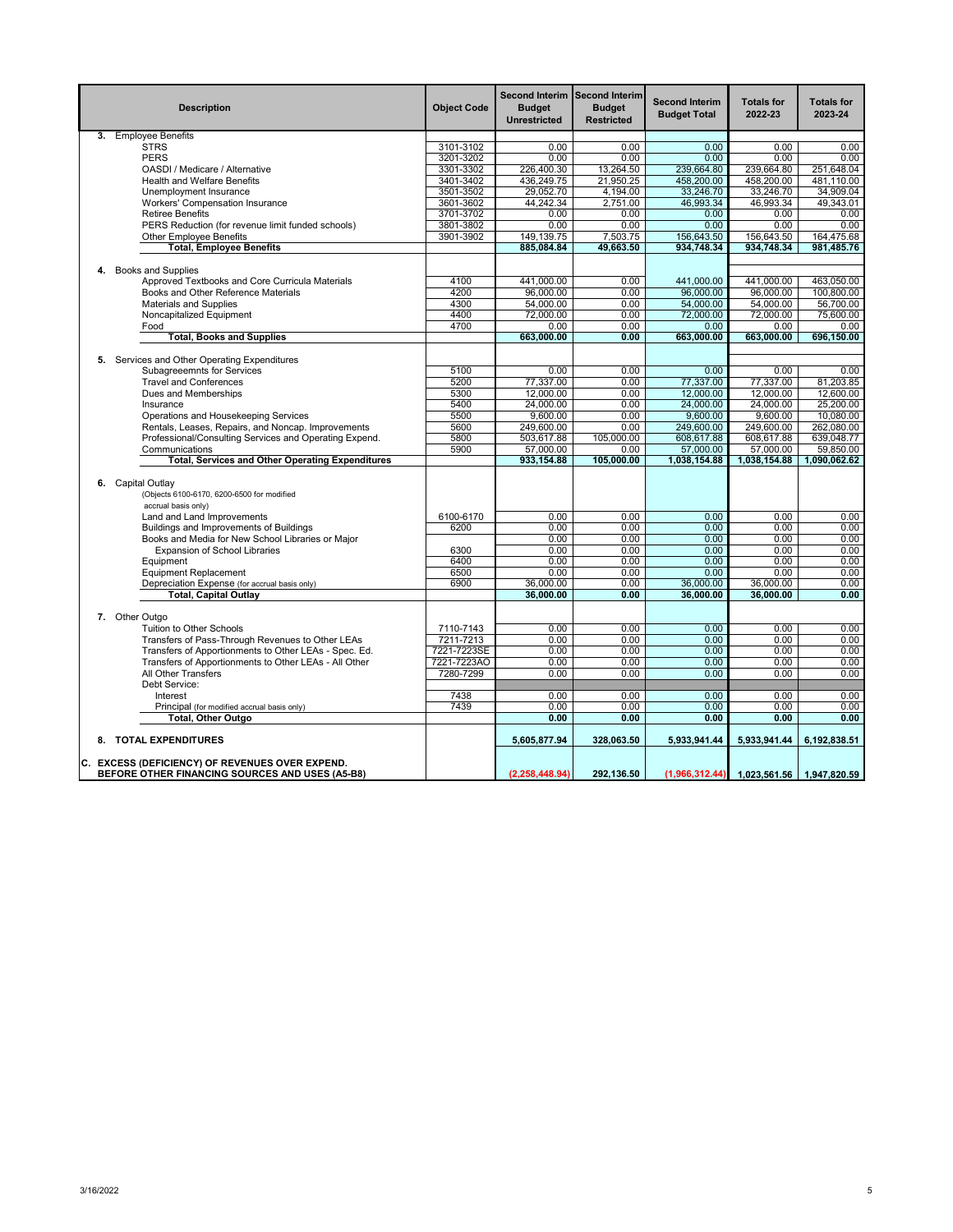| Description | Object Code | Second Interim Budget Unrestricted | Second Interim Budget Restricted | Second Interim Budget Total | Totals for 2022-23 | Totals for 2023-24 |
|---|---|---|---|---|---|---|
| **3.** Employee Benefits | | | | | | |
| STRS | 3101-3102 | 0.00 | 0.00 | 0.00 | 0.00 | 0.00 |
| PERS | 3201-3202 | 0.00 | 0.00 | 0.00 | 0.00 | 0.00 |
| OASDI / Medicare / Alternative | 3301-3302 | 226,400.30 | 13,264.50 | 239,664.80 | 239,664.80 | 251,648.04 |
| Health and Welfare Benefits | 3401-3402 | 436,249.75 | 21,950.25 | 458,200.00 | 458,200.00 | 481,110.00 |
| Unemployment Insurance | 3501-3502 | 29,052.70 | 4,194.00 | 33,246.70 | 33,246.70 | 34,909.04 |
| Workers' Compensation Insurance | 3601-3602 | 44,242.34 | 2,751.00 | 46,993.34 | 46,993.34 | 49,343.01 |
| Retiree Benefits | 3701-3702 | 0.00 | 0.00 | 0.00 | 0.00 | 0.00 |
| PERS Reduction (for revenue limit funded schools) | 3801-3802 | 0.00 | 0.00 | 0.00 | 0.00 | 0.00 |
| Other Employee Benefits | 3901-3902 | 149,139.75 | 7,503.75 | 156,643.50 | 156,643.50 | 164,475.68 |
| **Total, Employee Benefits** | | **885,084.84** | **49,663.50** | **934,748.34** | **934,748.34** | **981,485.76** |
| **4.** Books and Supplies | | | | | | |
| Approved Textbooks and Core Curricula Materials | 4100 | 441,000.00 | 0.00 | 441,000.00 | 441,000.00 | 463,050.00 |
| Books and Other Reference Materials | 4200 | 96,000.00 | 0.00 | 96,000.00 | 96,000.00 | 100,800.00 |
| Materials and Supplies | 4300 | 54,000.00 | 0.00 | 54,000.00 | 54,000.00 | 56,700.00 |
| Noncapitalized Equipment | 4400 | 72,000.00 | 0.00 | 72,000.00 | 72,000.00 | 75,600.00 |
| Food | 4700 | 0.00 | 0.00 | 0.00 | 0.00 | 0.00 |
| **Total, Books and Supplies** | | **663,000.00** | **0.00** | **663,000.00** | **663,000.00** | **696,150.00** |
| **5.** Services and Other Operating Expenditures | | | | | | |
| Subagreeemnts for Services | 5100 | 0.00 | 0.00 | 0.00 | 0.00 | 0.00 |
| Travel and Conferences | 5200 | 77,337.00 | 0.00 | 77,337.00 | 77,337.00 | 81,203.85 |
| Dues and Memberships | 5300 | 12,000.00 | 0.00 | 12,000.00 | 12,000.00 | 12,600.00 |
| Insurance | 5400 | 24,000.00 | 0.00 | 24,000.00 | 24,000.00 | 25,200.00 |
| Operations and Housekeeping Services | 5500 | 9,600.00 | 0.00 | 9,600.00 | 9,600.00 | 10,080.00 |
| Rentals, Leases, Repairs, and Noncap. Improvements | 5600 | 249,600.00 | 0.00 | 249,600.00 | 249,600.00 | 262,080.00 |
| Professional/Consulting Services and Operating Expend. | 5800 | 503,617.88 | 105,000.00 | 608,617.88 | 608,617.88 | 639,048.77 |
| Communications | 5900 | 57,000.00 | 0.00 | 57,000.00 | 57,000.00 | 59,850.00 |
| **Total, Services and Other Operating Expenditures** | | **933,154.88** | **105,000.00** | **1,038,154.88** | **1,038,154.88** | **1,090,062.62** |
| **6.** Capital Outlay (Objects 6100-6170, 6200-6500 for modified accrual basis only) | | | | | | |
| Land and Land Improvements | 6100-6170 | 0.00 | 0.00 | 0.00 | 0.00 | 0.00 |
| Buildings and Improvements of Buildings | 6200 | 0.00 | 0.00 | 0.00 | 0.00 | 0.00 |
| Books and Media for New School Libraries or Major | | 0.00 | 0.00 | 0.00 | 0.00 | 0.00 |
| Expansion of School Libraries | 6300 | 0.00 | 0.00 | 0.00 | 0.00 | 0.00 |
| Equipment | 6400 | 0.00 | 0.00 | 0.00 | 0.00 | 0.00 |
| Equipment Replacement | 6500 | 0.00 | 0.00 | 0.00 | 0.00 | 0.00 |
| Depreciation Expense (for accrual basis only) | 6900 | 36,000.00 | 0.00 | 36,000.00 | 36,000.00 | 0.00 |
| **Total, Capital Outlay** | | **36,000.00** | **0.00** | **36,000.00** | **36,000.00** | **0.00** |
| **7.** Other Outgo | | | | | | |
| Tuition to Other Schools | 7110-7143 | 0.00 | 0.00 | 0.00 | 0.00 | 0.00 |
| Transfers of Pass-Through Revenues to Other LEAs | 7211-7213 | 0.00 | 0.00 | 0.00 | 0.00 | 0.00 |
| Transfers of Apportionments to Other LEAs - Spec. Ed. | 7221-7223SE | 0.00 | 0.00 | 0.00 | 0.00 | 0.00 |
| Transfers of Apportionments to Other LEAs - All Other | 7221-7223AO | 0.00 | 0.00 | 0.00 | 0.00 | 0.00 |
| All Other Transfers | 7280-7299 | 0.00 | 0.00 | 0.00 | 0.00 | 0.00 |
| Debt Service: | | | | | | |
| Interest | 7438 | 0.00 | 0.00 | 0.00 | 0.00 | 0.00 |
| Principal (for modified accrual basis only) | 7439 | 0.00 | 0.00 | 0.00 | 0.00 | 0.00 |
| **Total, Other Outgo** | | **0.00** | **0.00** | **0.00** | **0.00** | **0.00** |
| **8. TOTAL EXPENDITURES** | | **5,605,877.94** | **328,063.50** | **5,933,941.44** | **5,933,941.44** | **6,192,838.51** |
| **C. EXCESS (DEFICIENCY) OF REVENUES OVER EXPEND. BEFORE OTHER FINANCING SOURCES AND USES (A5-B8)** | | **(2,258,448.94)** | **292,136.50** | **(1,966,312.44)** | **1,023,561.56** | **1,947,820.59** |

3/16/2022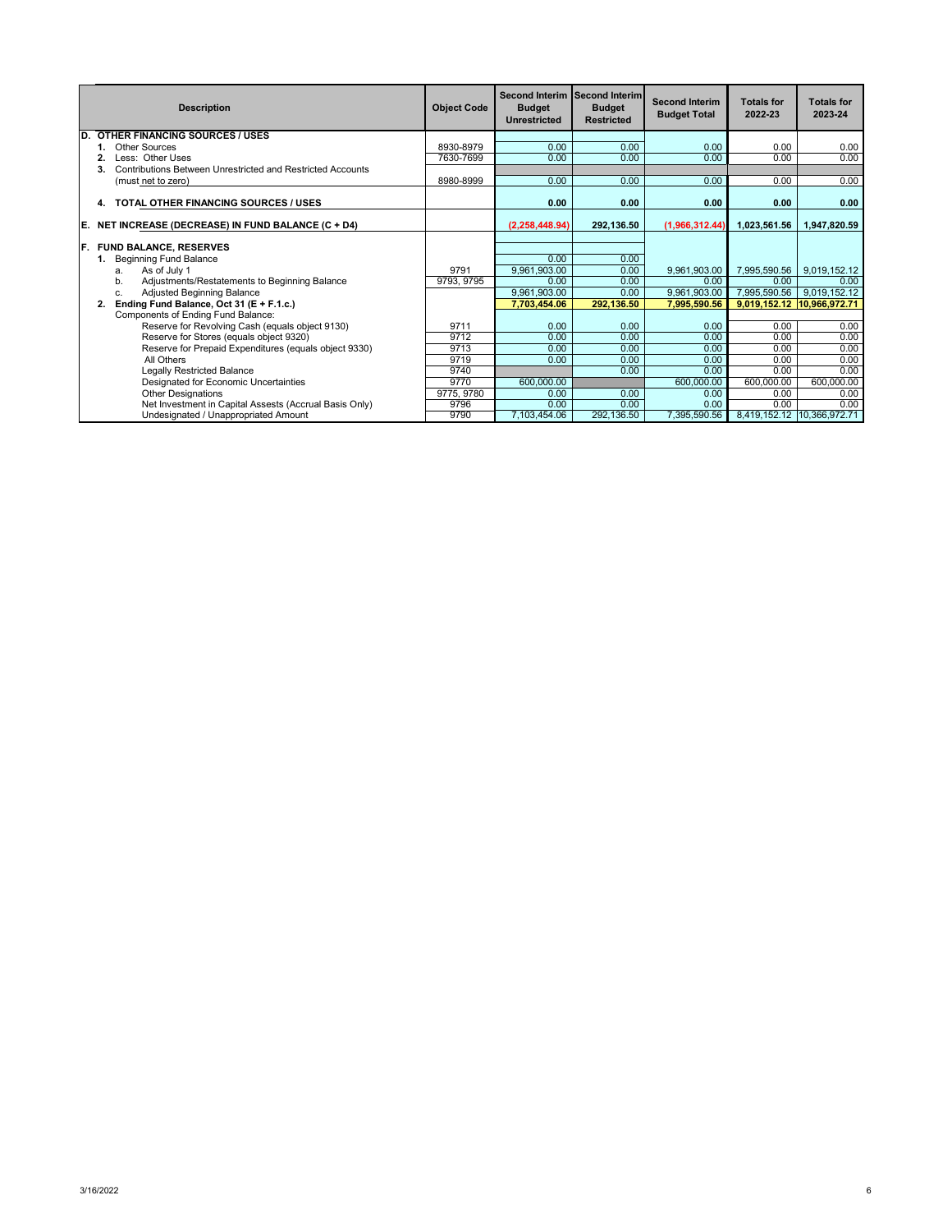| Description | Object Code | Second Interim Budget Unrestricted | Second Interim Budget Restricted | Second Interim Budget Total | Totals for 2022-23 | Totals for 2023-24 |
|---|---|---|---|---|---|---|
| **D. OTHER FINANCING SOURCES / USES** | | | | | | |
| **1.** Other Sources | 8930-8979 | 0.00 | 0.00 | 0.00 | 0.00 | 0.00 |
| **2.** Less: Other Uses | 7630-7699 | 0.00 | 0.00 | 0.00 | 0.00 | 0.00 |
| **3.** Contributions Between Unrestricted and Restricted Accounts | | | | | | |
| (must net to zero) | 8980-8999 | 0.00 | 0.00 | 0.00 | 0.00 | 0.00 |
| **4. TOTAL OTHER FINANCING SOURCES / USES** | | **0.00** | **0.00** | **0.00** | **0.00** | **0.00** |
| **E. NET INCREASE (DECREASE) IN FUND BALANCE (C + D4)** | | **(2,258,448.94)** | **292,136.50** | **(1,966,312.44)** | **1,023,561.56** | **1,947,820.59** |
| **F. FUND BALANCE, RESERVES** | | | | | | |
| **1.** Beginning Fund Balance | | 0.00 | 0.00 | | | |
| a. As of July 1 | 9791 | 9,961,903.00 | 0.00 | 9,961,903.00 | 7,995,590.56 | 9,019,152.12 |
| b. Adjustments/Restatements to Beginning Balance | 9793, 9795 | 0.00 | 0.00 | 0.00 | 0.00 | 0.00 |
| c. Adjusted Beginning Balance | | 9,961,903.00 | 0.00 | 9,961,903.00 | 7,995,590.56 | 9,019,152.12 |
| **2. Ending Fund Balance, Oct 31 (E + F.1.c.)** | | **7,703,454.06** | **292,136.50** | **7,995,590.56** | **9,019,152.12** | **10,966,972.71** |
| Components of Ending Fund Balance: | | | | | | |
| Reserve for Revolving Cash (equals object 9130) | 9711 | 0.00 | 0.00 | 0.00 | 0.00 | 0.00 |
| Reserve for Stores (equals object 9320) | 9712 | 0.00 | 0.00 | 0.00 | 0.00 | 0.00 |
| Reserve for Prepaid Expenditures (equals object 9330) | 9713 | 0.00 | 0.00 | 0.00 | 0.00 | 0.00 |
| All Others | 9719 | 0.00 | 0.00 | 0.00 | 0.00 | 0.00 |
| Legally Restricted Balance | 9740 | | 0.00 | 0.00 | 0.00 | 0.00 |
| Designated for Economic Uncertainties | 9770 | 600,000.00 | | 600,000.00 | 600,000.00 | 600,000.00 |
| Other Designations | 9775, 9780 | 0.00 | 0.00 | 0.00 | 0.00 | 0.00 |
| Net Investment in Capital Assests (Accrual Basis Only) | 9796 | 0.00 | 0.00 | 0.00 | 0.00 | 0.00 |
| Undesignated / Unappropriated Amount | 9790 | 7,103,454.06 | 292,136.50 | 7,395,590.56 | 8,419,152.12 | 10,366,972.71 |

3/16/2022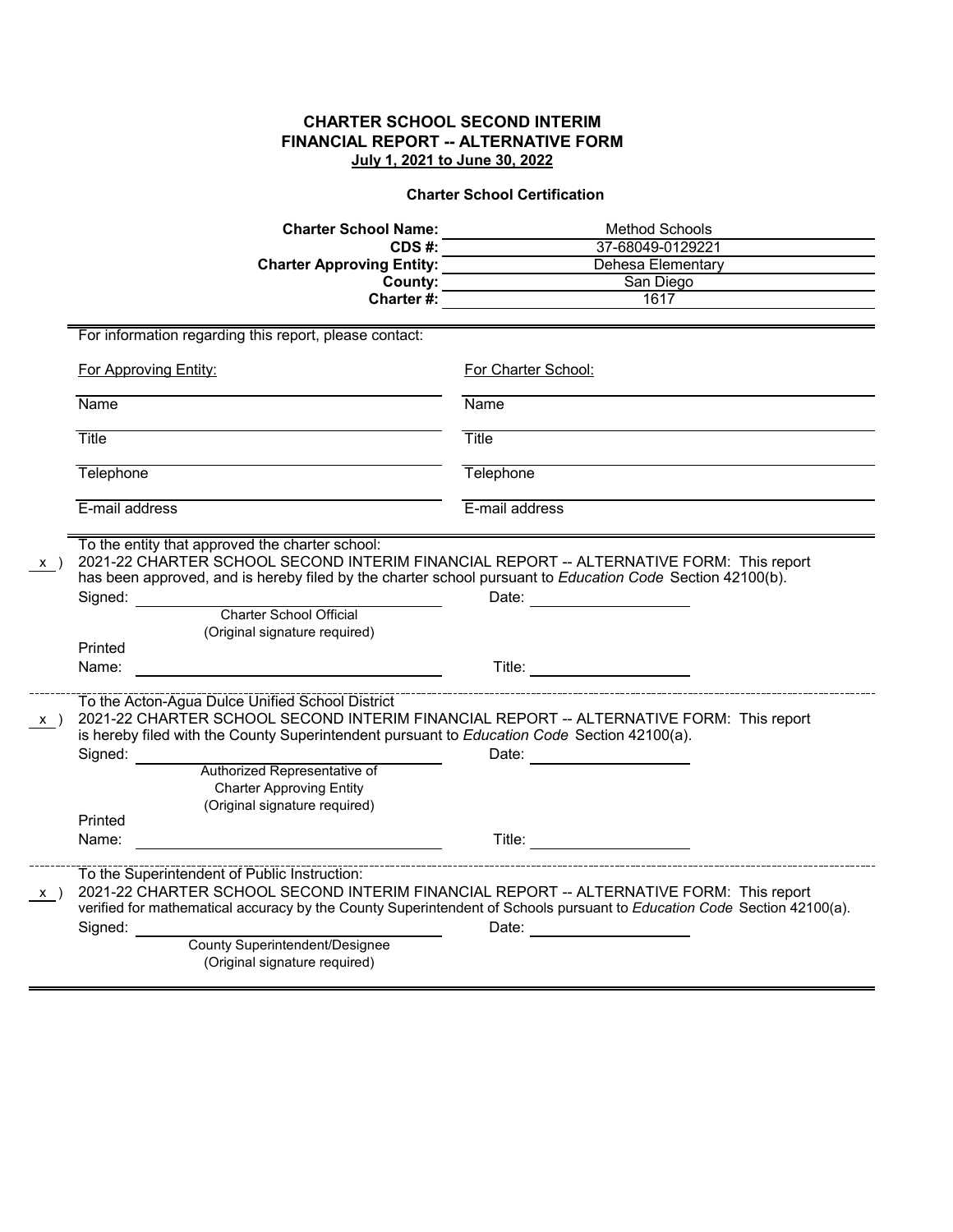# CHARTER SCHOOL SECOND INTERIM FINANCIAL REPORT -- ALTERNATIVE FORM

**July 1, 2021 to June 30, 2022**

**Charter School Certification**

| | |
|---|---|
| **Charter School Name:** | Method Schools |
| **CDS #:** | 37-68049-0129221 |
| **Charter Approving Entity:** | Dehesa Elementary |
| **County:** | San Diego |
| **Charter #:** | 1617 |

For information regarding this report, please contact:

| For Approving Entity: | For Charter School: |
|---|---|
| Name | Name |
| Title | Title |
| Telephone | Telephone |
| E-mail address | E-mail address |

---

x ) To the entity that approved the charter school:
2021-22 CHARTER SCHOOL SECOND INTERIM FINANCIAL REPORT -- ALTERNATIVE FORM: This report has been approved, and is hereby filed by the charter school pursuant to *Education Code* Section 42100(b).

Signed: ______________________ Date: ______________
Charter School Official
(Original signature required)

Printed Name: ______________________ Title: ______________

---

x ) To the Acton-Agua Dulce Unified School District
2021-22 CHARTER SCHOOL SECOND INTERIM FINANCIAL REPORT -- ALTERNATIVE FORM: This report is hereby filed with the County Superintendent pursuant to *Education Code* Section 42100(a).

Signed: ______________________ Date: ______________
Authorized Representative of
Charter Approving Entity
(Original signature required)

Printed Name: ______________________ Title: ______________

---

x ) To the Superintendent of Public Instruction:
2021-22 CHARTER SCHOOL SECOND INTERIM FINANCIAL REPORT -- ALTERNATIVE FORM: This report verified for mathematical accuracy by the County Superintendent of Schools pursuant to *Education Code* Section 42100(a).

Signed: ______________________ Date: ______________
County Superintendent/Designee
(Original signature required)